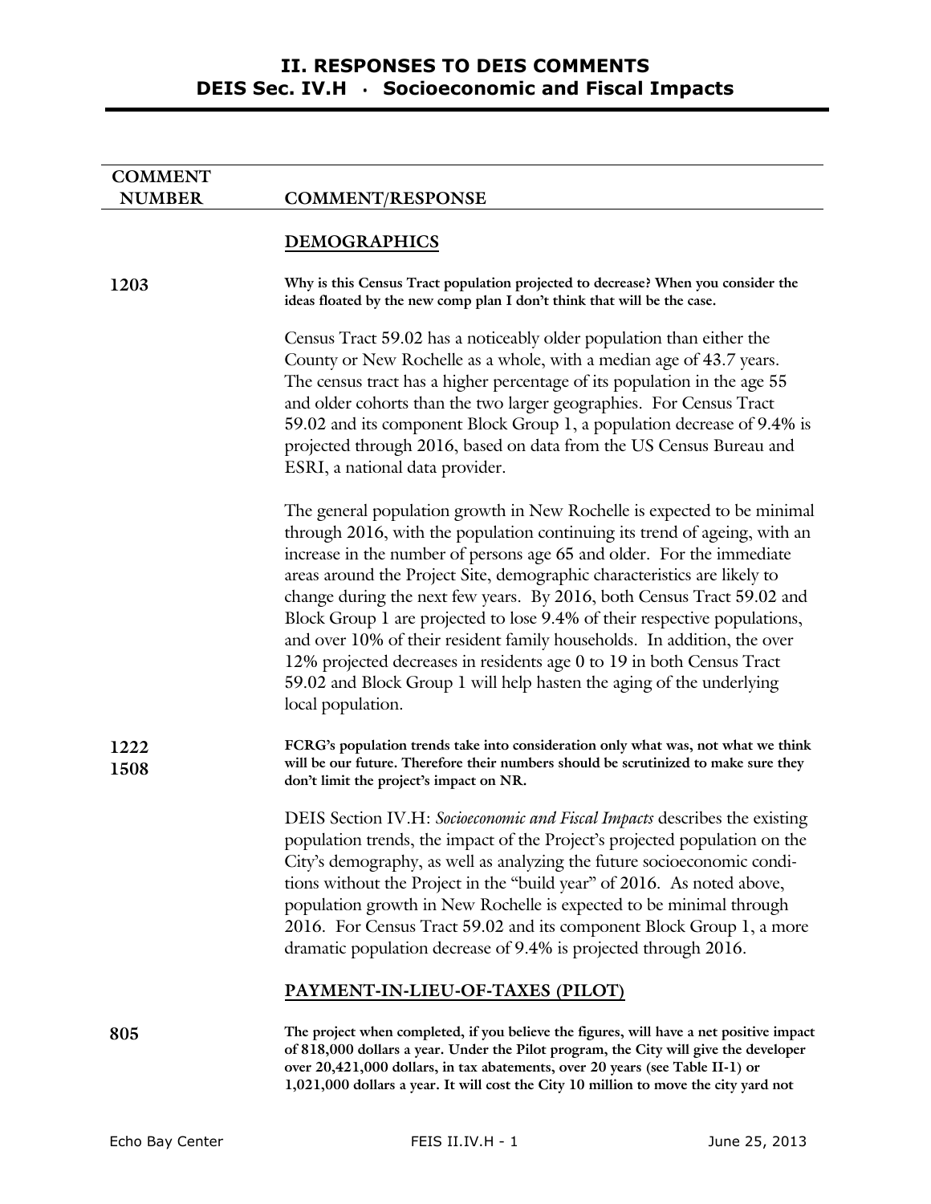# II. RESPONSES TO DEIS COMMENTS
## DEIS Sec. IV.H · Socioeconomic and Fiscal Impacts

| COMMENT NUMBER | COMMENT/RESPONSE |
|---|---|

### DEMOGRAPHICS

**1203**

**Why is this Census Tract population projected to decrease? When you consider the ideas floated by the new comp plan I don't think that will be the case.**

Census Tract 59.02 has a noticeably older population than either the County or New Rochelle as a whole, with a median age of 43.7 years. The census tract has a higher percentage of its population in the age 55 and older cohorts than the two larger geographies. For Census Tract 59.02 and its component Block Group 1, a population decrease of 9.4% is projected through 2016, based on data from the US Census Bureau and ESRI, a national data provider.

The general population growth in New Rochelle is expected to be minimal through 2016, with the population continuing its trend of ageing, with an increase in the number of persons age 65 and older. For the immediate areas around the Project Site, demographic characteristics are likely to change during the next few years. By 2016, both Census Tract 59.02 and Block Group 1 are projected to lose 9.4% of their respective populations, and over 10% of their resident family households. In addition, the over 12% projected decreases in residents age 0 to 19 in both Census Tract 59.02 and Block Group 1 will help hasten the aging of the underlying local population.

**1222**
**1508**

**FCRG's population trends take into consideration only what was, not what we think will be our future. Therefore their numbers should be scrutinized to make sure they don't limit the project's impact on NR.**

DEIS Section IV.H: *Socioeconomic and Fiscal Impacts* describes the existing population trends, the impact of the Project's projected population on the City's demography, as well as analyzing the future socioeconomic conditions without the Project in the "build year" of 2016. As noted above, population growth in New Rochelle is expected to be minimal through 2016. For Census Tract 59.02 and its component Block Group 1, a more dramatic population decrease of 9.4% is projected through 2016.

### PAYMENT-IN-LIEU-OF-TAXES (PILOT)

**805**

**The project when completed, if you believe the figures, will have a net positive impact of 818,000 dollars a year. Under the Pilot program, the City will give the developer over 20,421,000 dollars, in tax abatements, over 20 years (see Table II-1) or 1,021,000 dollars a year. It will cost the City 10 million to move the city yard not**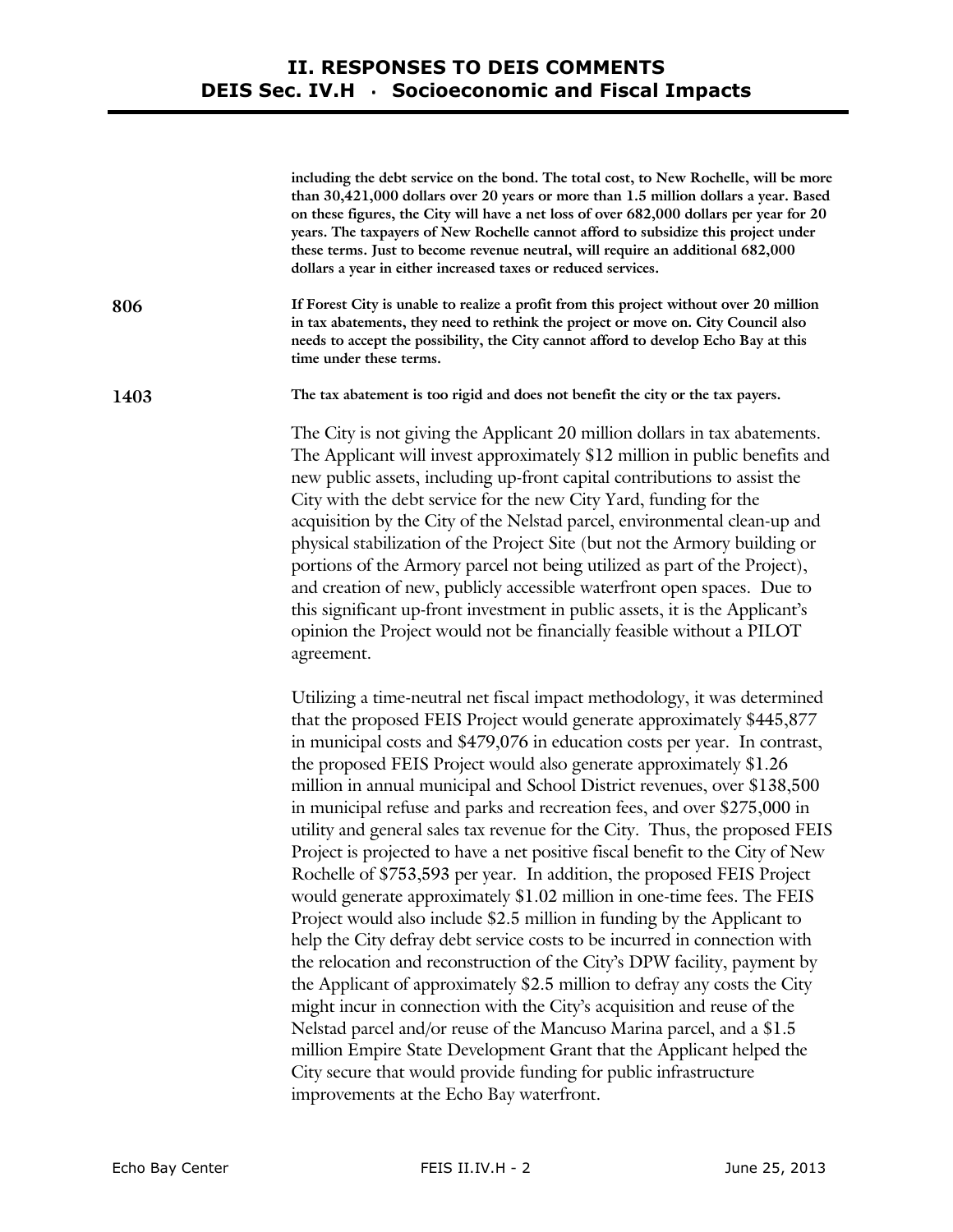**including the debt service on the bond. The total cost, to New Rochelle, will be more than 30,421,000 dollars over 20 years or more than 1.5 million dollars a year. Based on these figures, the City will have a net loss of over 682,000 dollars per year for 20 years. The taxpayers of New Rochelle cannot afford to subsidize this project under these terms. Just to become revenue neutral, will require an additional 682,000 dollars a year in either increased taxes or reduced services.**

**806** **If Forest City is unable to realize a profit from this project without over 20 million in tax abatements, they need to rethink the project or move on. City Council also needs to accept the possibility, the City cannot afford to develop Echo Bay at this time under these terms.**

**1403** **The tax abatement is too rigid and does not benefit the city or the tax payers.**

The City is not giving the Applicant 20 million dollars in tax abatements. The Applicant will invest approximately $12 million in public benefits and new public assets, including up-front capital contributions to assist the City with the debt service for the new City Yard, funding for the acquisition by the City of the Nelstad parcel, environmental clean-up and physical stabilization of the Project Site (but not the Armory building or portions of the Armory parcel not being utilized as part of the Project), and creation of new, publicly accessible waterfront open spaces. Due to this significant up-front investment in public assets, it is the Applicant's opinion the Project would not be financially feasible without a PILOT agreement.

Utilizing a time-neutral net fiscal impact methodology, it was determined that the proposed FEIS Project would generate approximately $445,877 in municipal costs and $479,076 in education costs per year. In contrast, the proposed FEIS Project would also generate approximately $1.26 million in annual municipal and School District revenues, over $138,500 in municipal refuse and parks and recreation fees, and over $275,000 in utility and general sales tax revenue for the City. Thus, the proposed FEIS Project is projected to have a net positive fiscal benefit to the City of New Rochelle of $753,593 per year. In addition, the proposed FEIS Project would generate approximately $1.02 million in one-time fees. The FEIS Project would also include $2.5 million in funding by the Applicant to help the City defray debt service costs to be incurred in connection with the relocation and reconstruction of the City's DPW facility, payment by the Applicant of approximately $2.5 million to defray any costs the City might incur in connection with the City's acquisition and reuse of the Nelstad parcel and/or reuse of the Mancuso Marina parcel, and a $1.5 million Empire State Development Grant that the Applicant helped the City secure that would provide funding for public infrastructure improvements at the Echo Bay waterfront.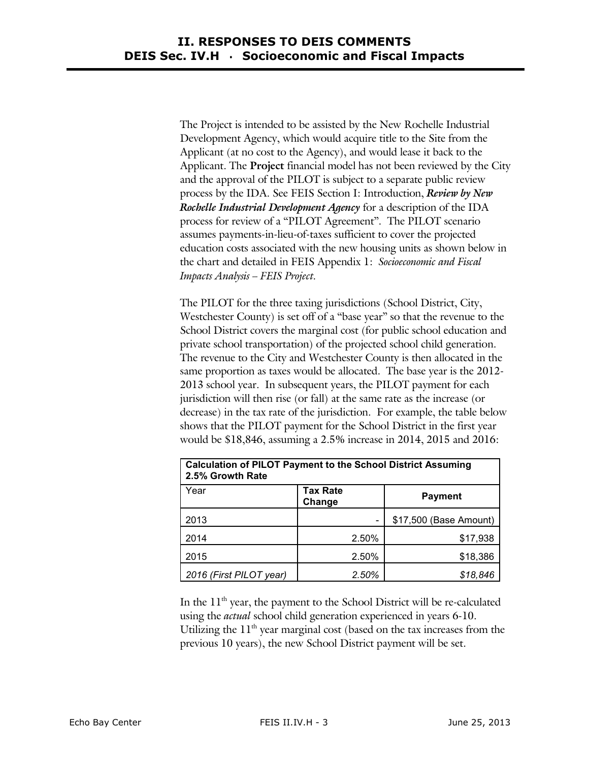The Project is intended to be assisted by the New Rochelle Industrial Development Agency, which would acquire title to the Site from the Applicant (at no cost to the Agency), and would lease it back to the Applicant. The **Project** financial model has not been reviewed by the City and the approval of the PILOT is subject to a separate public review process by the IDA. See FEIS Section I: Introduction, ***Review by New Rochelle Industrial Development Agency*** for a description of the IDA process for review of a "PILOT Agreement". The PILOT scenario assumes payments-in-lieu-of-taxes sufficient to cover the projected education costs associated with the new housing units as shown below in the chart and detailed in FEIS Appendix 1: *Socioeconomic and Fiscal Impacts Analysis – FEIS Project*.

The PILOT for the three taxing jurisdictions (School District, City, Westchester County) is set off of a "base year" so that the revenue to the School District covers the marginal cost (for public school education and private school transportation) of the projected school child generation. The revenue to the City and Westchester County is then allocated in the same proportion as taxes would be allocated. The base year is the 2012-2013 school year. In subsequent years, the PILOT payment for each jurisdiction will then rise (or fall) at the same rate as the increase (or decrease) in the tax rate of the jurisdiction. For example, the table below shows that the PILOT payment for the School District in the first year would be $18,846, assuming a 2.5% increase in 2014, 2015 and 2016:

| **Calculation of PILOT Payment to the School District Assuming 2.5% Growth Rate** | | |
|---|---|---|
| Year | **Tax Rate Change** | **Payment** |
| 2013 | - | $17,500 (Base Amount) |
| 2014 | 2.50% | $17,938 |
| 2015 | 2.50% | $18,386 |
| *2016 (First PILOT year)* | *2.50%* | *$18,846* |

In the 11th year, the payment to the School District will be re-calculated using the *actual* school child generation experienced in years 6-10. Utilizing the 11th year marginal cost (based on the tax increases from the previous 10 years), the new School District payment will be set.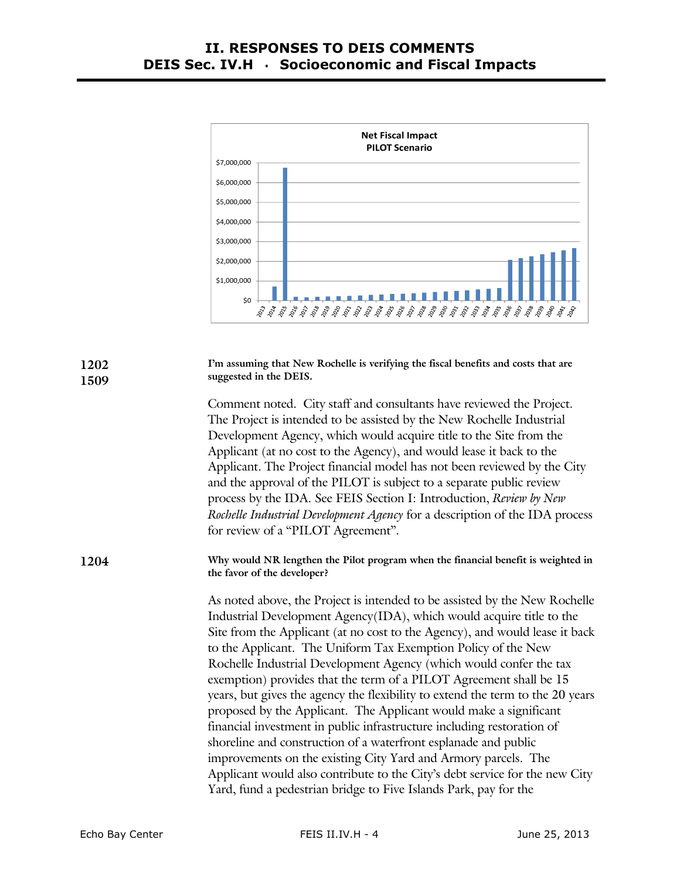Net Fiscal Impact
PILOT Scenario

1202
1509

**I'm assuming that New Rochelle is verifying the fiscal benefits and costs that are suggested in the DEIS.**

Comment noted. City staff and consultants have reviewed the Project. The Project is intended to be assisted by the New Rochelle Industrial Development Agency, which would acquire title to the Site from the Applicant (at no cost to the Agency), and would lease it back to the Applicant. The Project financial model has not been reviewed by the City and the approval of the PILOT is subject to a separate public review process by the IDA. See FEIS Section I: Introduction, *Review by New Rochelle Industrial Development Agency* for a description of the IDA process for review of a "PILOT Agreement".

1204

**Why would NR lengthen the Pilot program when the financial benefit is weighted in the favor of the developer?**

As noted above, the Project is intended to be assisted by the New Rochelle Industrial Development Agency(IDA), which would acquire title to the Site from the Applicant (at no cost to the Agency), and would lease it back to the Applicant. The Uniform Tax Exemption Policy of the New Rochelle Industrial Development Agency (which would confer the tax exemption) provides that the term of a PILOT Agreement shall be 15 years, but gives the agency the flexibility to extend the term to the 20 years proposed by the Applicant. The Applicant would make a significant financial investment in public infrastructure including restoration of shoreline and construction of a waterfront esplanade and public improvements on the existing City Yard and Armory parcels. The Applicant would also contribute to the City's debt service for the new City Yard, fund a pedestrian bridge to Five Islands Park, pay for the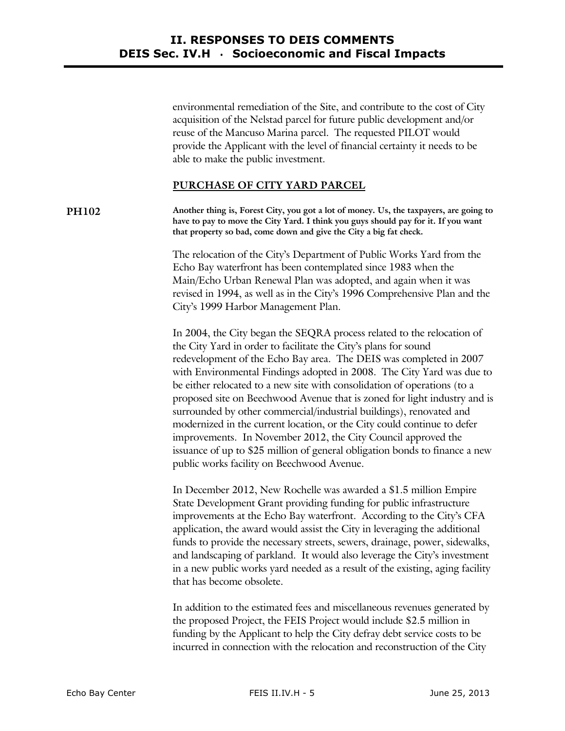environmental remediation of the Site, and contribute to the cost of City acquisition of the Nelstad parcel for future public development and/or reuse of the Mancuso Marina parcel. The requested PILOT would provide the Applicant with the level of financial certainty it needs to be able to make the public investment.

## PURCHASE OF CITY YARD PARCEL

**PH102** **Another thing is, Forest City, you got a lot of money. Us, the taxpayers, are going to have to pay to move the City Yard. I think you guys should pay for it. If you want that property so bad, come down and give the City a big fat check.**

The relocation of the City's Department of Public Works Yard from the Echo Bay waterfront has been contemplated since 1983 when the Main/Echo Urban Renewal Plan was adopted, and again when it was revised in 1994, as well as in the City's 1996 Comprehensive Plan and the City's 1999 Harbor Management Plan.

In 2004, the City began the SEQRA process related to the relocation of the City Yard in order to facilitate the City's plans for sound redevelopment of the Echo Bay area. The DEIS was completed in 2007 with Environmental Findings adopted in 2008. The City Yard was due to be either relocated to a new site with consolidation of operations (to a proposed site on Beechwood Avenue that is zoned for light industry and is surrounded by other commercial/industrial buildings), renovated and modernized in the current location, or the City could continue to defer improvements. In November 2012, the City Council approved the issuance of up to $25 million of general obligation bonds to finance a new public works facility on Beechwood Avenue.

In December 2012, New Rochelle was awarded a $1.5 million Empire State Development Grant providing funding for public infrastructure improvements at the Echo Bay waterfront. According to the City's CFA application, the award would assist the City in leveraging the additional funds to provide the necessary streets, sewers, drainage, power, sidewalks, and landscaping of parkland. It would also leverage the City's investment in a new public works yard needed as a result of the existing, aging facility that has become obsolete.

In addition to the estimated fees and miscellaneous revenues generated by the proposed Project, the FEIS Project would include $2.5 million in funding by the Applicant to help the City defray debt service costs to be incurred in connection with the relocation and reconstruction of the City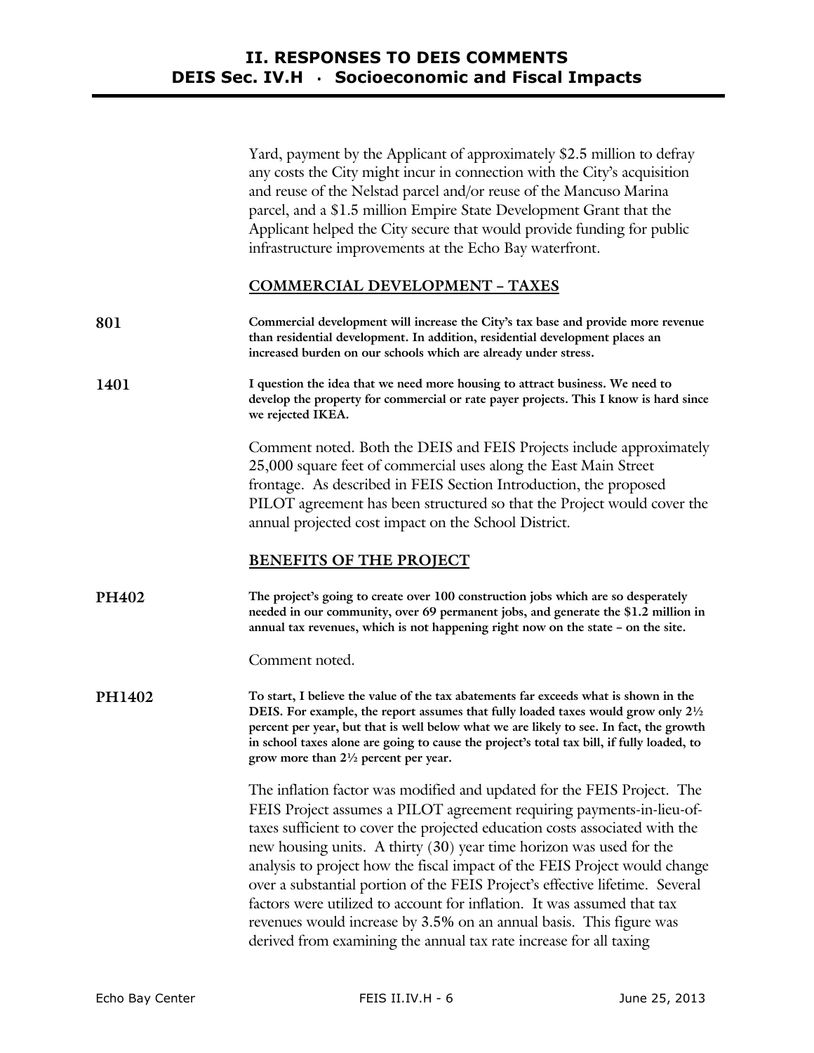Yard, payment by the Applicant of approximately $2.5 million to defray any costs the City might incur in connection with the City's acquisition and reuse of the Nelstad parcel and/or reuse of the Mancuso Marina parcel, and a $1.5 million Empire State Development Grant that the Applicant helped the City secure that would provide funding for public infrastructure improvements at the Echo Bay waterfront.

## COMMERCIAL DEVELOPMENT – TAXES

**801** **Commercial development will increase the City's tax base and provide more revenue than residential development. In addition, residential development places an increased burden on our schools which are already under stress.**

**1401** **I question the idea that we need more housing to attract business. We need to develop the property for commercial or rate payer projects. This I know is hard since we rejected IKEA.**

Comment noted. Both the DEIS and FEIS Projects include approximately 25,000 square feet of commercial uses along the East Main Street frontage. As described in FEIS Section Introduction, the proposed PILOT agreement has been structured so that the Project would cover the annual projected cost impact on the School District.

## BENEFITS OF THE PROJECT

**PH402** **The project's going to create over 100 construction jobs which are so desperately needed in our community, over 69 permanent jobs, and generate the $1.2 million in annual tax revenues, which is not happening right now on the state – on the site.**

Comment noted.

**PH1402** **To start, I believe the value of the tax abatements far exceeds what is shown in the DEIS. For example, the report assumes that fully loaded taxes would grow only 2½ percent per year, but that is well below what we are likely to see. In fact, the growth in school taxes alone are going to cause the project's total tax bill, if fully loaded, to grow more than 2½ percent per year.**

The inflation factor was modified and updated for the FEIS Project. The FEIS Project assumes a PILOT agreement requiring payments-in-lieu-of-taxes sufficient to cover the projected education costs associated with the new housing units. A thirty (30) year time horizon was used for the analysis to project how the fiscal impact of the FEIS Project would change over a substantial portion of the FEIS Project's effective lifetime. Several factors were utilized to account for inflation. It was assumed that tax revenues would increase by 3.5% on an annual basis. This figure was derived from examining the annual tax rate increase for all taxing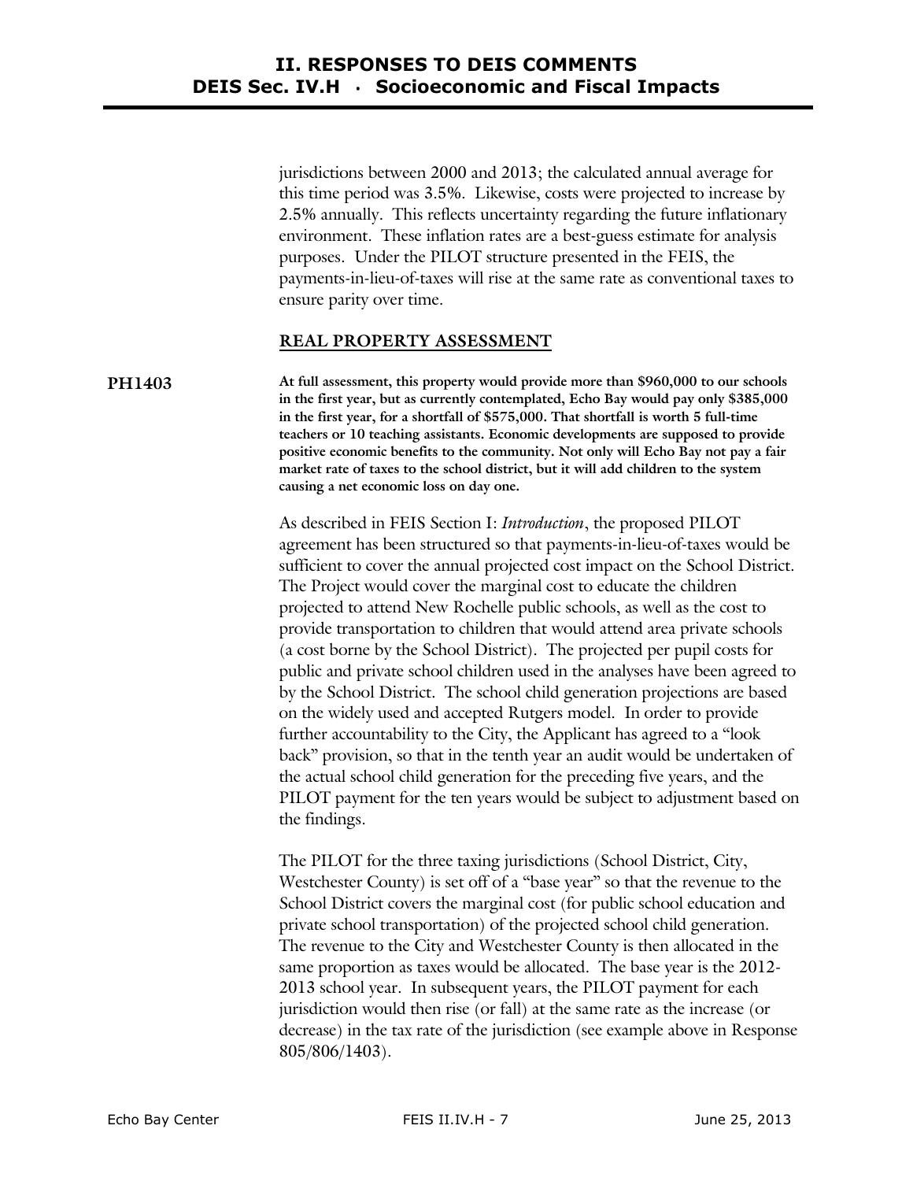jurisdictions between 2000 and 2013; the calculated annual average for this time period was 3.5%. Likewise, costs were projected to increase by 2.5% annually. This reflects uncertainty regarding the future inflationary environment. These inflation rates are a best-guess estimate for analysis purposes. Under the PILOT structure presented in the FEIS, the payments-in-lieu-of-taxes will rise at the same rate as conventional taxes to ensure parity over time.

## REAL PROPERTY ASSESSMENT

**PH1403** **At full assessment, this property would provide more than $960,000 to our schools in the first year, but as currently contemplated, Echo Bay would pay only $385,000 in the first year, for a shortfall of $575,000. That shortfall is worth 5 full-time teachers or 10 teaching assistants. Economic developments are supposed to provide positive economic benefits to the community. Not only will Echo Bay not pay a fair market rate of taxes to the school district, but it will add children to the system causing a net economic loss on day one.**

As described in FEIS Section I: *Introduction*, the proposed PILOT agreement has been structured so that payments-in-lieu-of-taxes would be sufficient to cover the annual projected cost impact on the School District. The Project would cover the marginal cost to educate the children projected to attend New Rochelle public schools, as well as the cost to provide transportation to children that would attend area private schools (a cost borne by the School District). The projected per pupil costs for public and private school children used in the analyses have been agreed to by the School District. The school child generation projections are based on the widely used and accepted Rutgers model. In order to provide further accountability to the City, the Applicant has agreed to a "look back" provision, so that in the tenth year an audit would be undertaken of the actual school child generation for the preceding five years, and the PILOT payment for the ten years would be subject to adjustment based on the findings.

The PILOT for the three taxing jurisdictions (School District, City, Westchester County) is set off of a "base year" so that the revenue to the School District covers the marginal cost (for public school education and private school transportation) of the projected school child generation. The revenue to the City and Westchester County is then allocated in the same proportion as taxes would be allocated. The base year is the 2012-2013 school year. In subsequent years, the PILOT payment for each jurisdiction would then rise (or fall) at the same rate as the increase (or decrease) in the tax rate of the jurisdiction (see example above in Response 805/806/1403).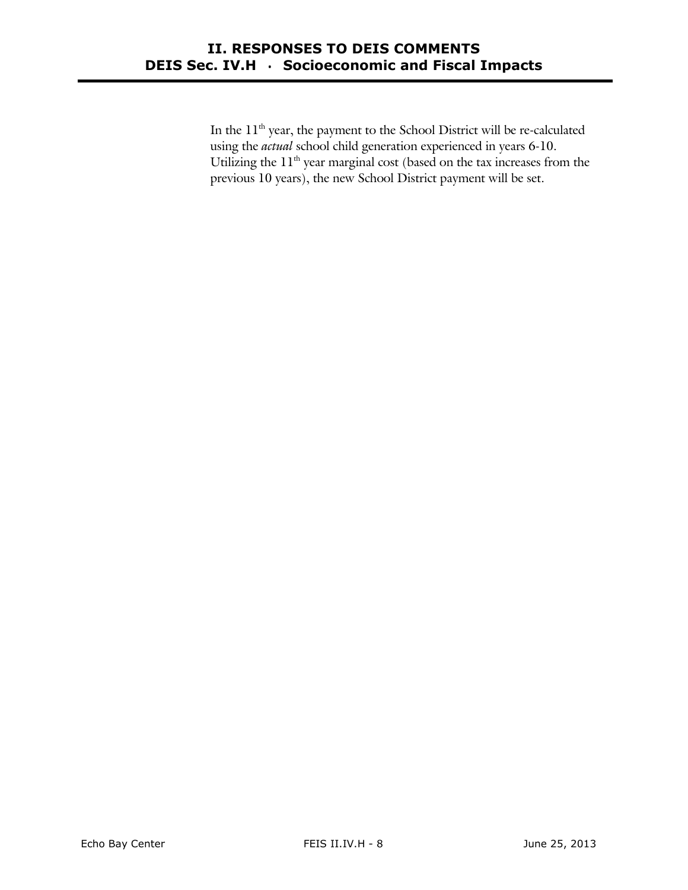In the 11th year, the payment to the School District will be re-calculated using the *actual* school child generation experienced in years 6-10. Utilizing the 11th year marginal cost (based on the tax increases from the previous 10 years), the new School District payment will be set.